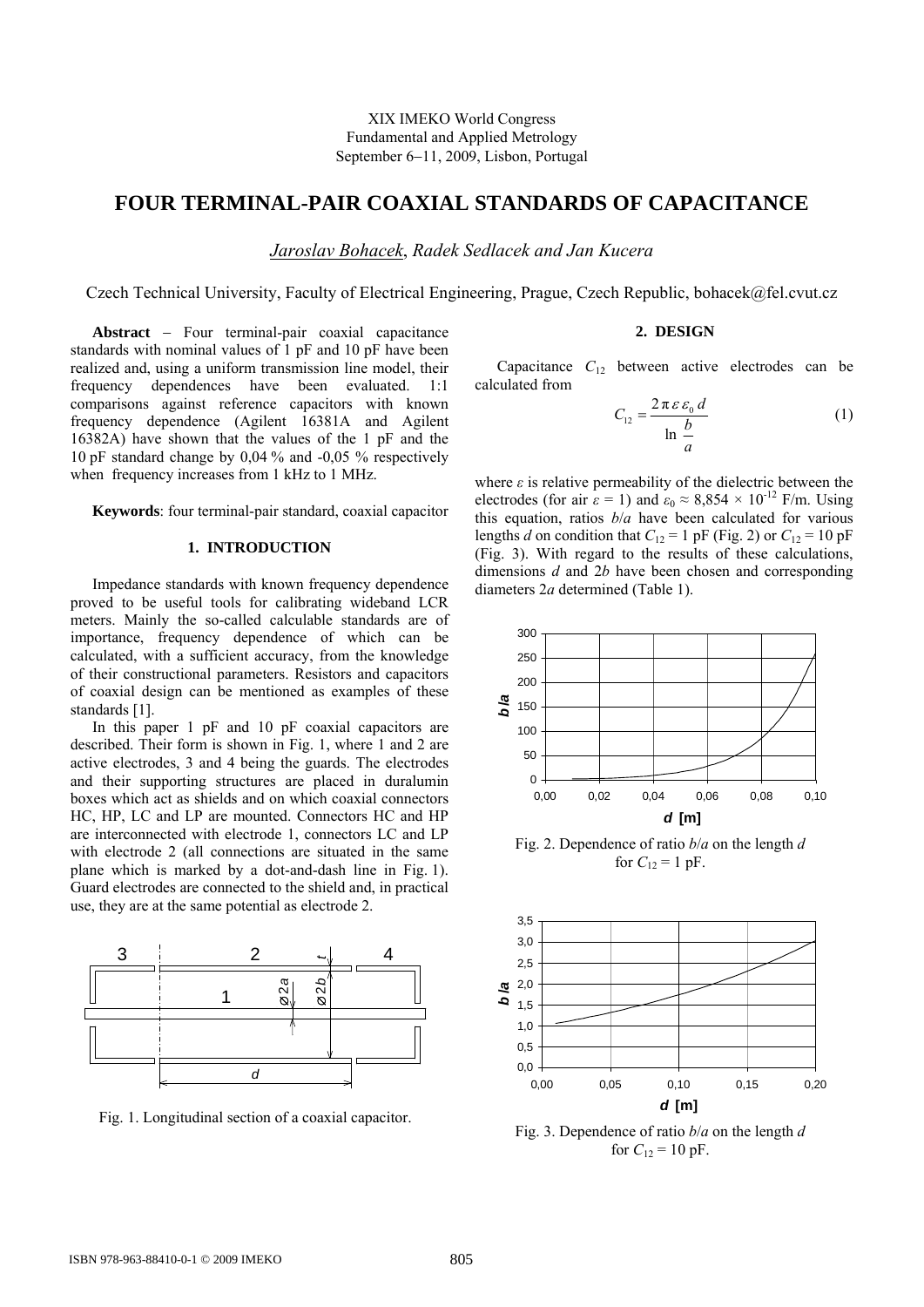XIX IMEKO World Congress
Fundamental and Applied Metrology
September 6−11, 2009, Lisbon, Portugal

# FOUR TERMINAL-PAIR COAXIAL STANDARDS OF CAPACITANCE

*Jaroslav Bohacek*, *Radek Sedlacek and Jan Kucera*

Czech Technical University, Faculty of Electrical Engineering, Prague, Czech Republic, bohacek@fel.cvut.cz

**Abstract** − Four terminal-pair coaxial capacitance standards with nominal values of 1 pF and 10 pF have been realized and, using a uniform transmission line model, their frequency dependences have been evaluated. 1:1 comparisons against reference capacitors with known frequency dependence (Agilent 16381A and Agilent 16382A) have shown that the values of the 1 pF and the 10 pF standard change by 0,04 % and -0,05 % respectively when frequency increases from 1 kHz to 1 MHz.

**Keywords**: four terminal-pair standard, coaxial capacitor

## 1. INTRODUCTION

Impedance standards with known frequency dependence proved to be useful tools for calibrating wideband LCR meters. Mainly the so-called calculable standards are of importance, frequency dependence of which can be calculated, with a sufficient accuracy, from the knowledge of their constructional parameters. Resistors and capacitors of coaxial design can be mentioned as examples of these standards [1].

In this paper 1 pF and 10 pF coaxial capacitors are described. Their form is shown in Fig. 1, where 1 and 2 are active electrodes, 3 and 4 being the guards. The electrodes and their supporting structures are placed in duralumin boxes which act as shields and on which coaxial connectors HC, HP, LC and LP are mounted. Connectors HC and HP are interconnected with electrode 1, connectors LC and LP with electrode 2 (all connections are situated in the same plane which is marked by a dot-and-dash line in Fig. 1). Guard electrodes are connected to the shield and, in practical use, they are at the same potential as electrode 2.

Fig. 1. Longitudinal section of a coaxial capacitor.

## 2. DESIGN

Capacitance $C_{12}$ between active electrodes can be calculated from

$$C_{12} = \frac{2\pi\,\varepsilon\,\varepsilon_0\,d}{\ln\dfrac{b}{a}} \tag{1}$$

where $\varepsilon$ is relative permeability of the dielectric between the electrodes (for air $\varepsilon$ = 1) and $\varepsilon_0 \approx 8{,}854 \times 10^{-12}$ F/m. Using this equation, ratios $b/a$ have been calculated for various lengths $d$ on condition that $C_{12}$ = 1 pF (Fig. 2) or $C_{12}$ = 10 pF (Fig. 3). With regard to the results of these calculations, dimensions $d$ and $2b$ have been chosen and corresponding diameters $2a$ determined (Table 1).

Fig. 2. Dependence of ratio $b/a$ on the length $d$ for $C_{12}$ = 1 pF.

Fig. 3. Dependence of ratio $b/a$ on the length $d$ for $C_{12}$ = 10 pF.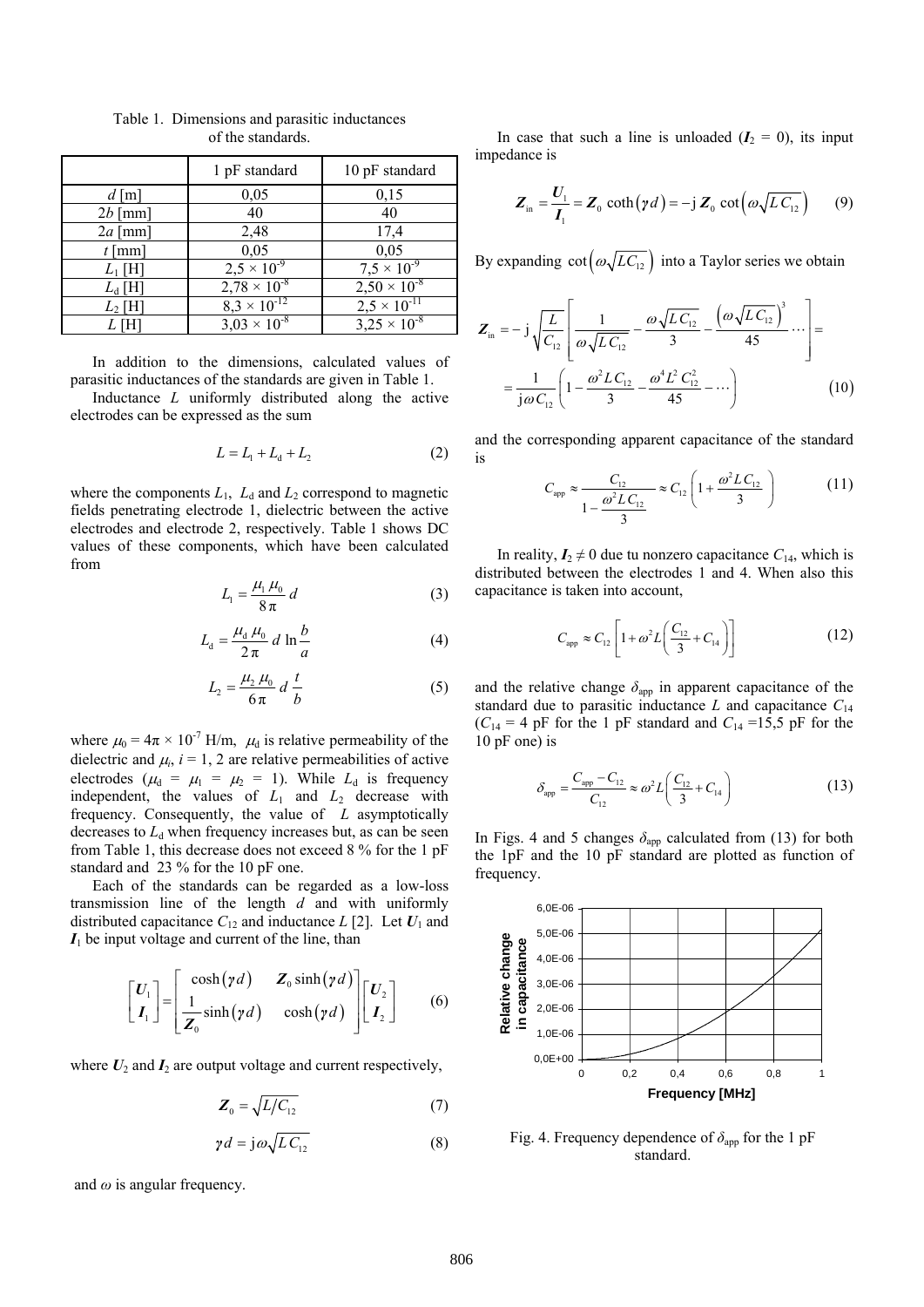Table 1. Dimensions and parasitic inductances of the standards.

| | 1 pF standard | 10 pF standard |
|---|---|---|
| $d$ [m] | 0,05 | 0,15 |
| $2b$ [mm] | 40 | 40 |
| $2a$ [mm] | 2,48 | 17,4 |
| $t$ [mm] | 0,05 | 0,05 |
| $L_1$ [H] | $2,5 \times 10^{-9}$ | $7,5 \times 10^{-9}$ |
| $L_\mathrm{d}$ [H] | $2,78 \times 10^{-8}$ | $2,50 \times 10^{-8}$ |
| $L_2$ [H] | $8,3 \times 10^{-12}$ | $2,5 \times 10^{-11}$ |
| $L$ [H] | $3,03 \times 10^{-8}$ | $3,25 \times 10^{-8}$ |

In addition to the dimensions, calculated values of parasitic inductances of the standards are given in Table 1.

Inductance $L$ uniformly distributed along the active electrodes can be expressed as the sum

$$L = L_1 + L_\mathrm{d} + L_2 \tag{2}$$

where the components $L_1$, $L_\mathrm{d}$ and $L_2$ correspond to magnetic fields penetrating electrode 1, dielectric between the active electrodes and electrode 2, respectively. Table 1 shows DC values of these components, which have been calculated from

$$L_1 = \frac{\mu_1 \mu_0}{8\pi} d \tag{3}$$

$$L_\mathrm{d} = \frac{\mu_\mathrm{d} \mu_0}{2\pi} d \ln\frac{b}{a} \tag{4}$$

$$L_2 = \frac{\mu_2 \mu_0}{6\pi} d \frac{t}{b} \tag{5}$$

where $\mu_0 = 4\pi \times 10^{-7}$ H/m, $\mu_\mathrm{d}$ is relative permeability of the dielectric and $\mu_i$, $i = 1, 2$ are relative permeabilities of active electrodes ($\mu_\mathrm{d} = \mu_1 = \mu_2 = 1$). While $L_\mathrm{d}$ is frequency independent, the values of $L_1$ and $L_2$ decrease with frequency. Consequently, the value of $L$ asymptotically decreases to $L_\mathrm{d}$ when frequency increases but, as can be seen from Table 1, this decrease does not exceed 8 % for the 1 pF standard and 23 % for the 10 pF one.

Each of the standards can be regarded as a low-loss transmission line of the length $d$ and with uniformly distributed capacitance $C_{12}$ and inductance $L$ [2]. Let $\boldsymbol{U}_1$ and $\boldsymbol{I}_1$ be input voltage and current of the line, than

$$\begin{bmatrix} \boldsymbol{U}_1 \\ \boldsymbol{I}_1 \end{bmatrix} = \begin{bmatrix} \cosh(\boldsymbol{\gamma} d) & \boldsymbol{Z}_0 \sinh(\boldsymbol{\gamma} d) \\ \dfrac{1}{\boldsymbol{Z}_0}\sinh(\boldsymbol{\gamma} d) & \cosh(\boldsymbol{\gamma} d) \end{bmatrix} \begin{bmatrix} \boldsymbol{U}_2 \\ \boldsymbol{I}_2 \end{bmatrix} \tag{6}$$

where $\boldsymbol{U}_2$ and $\boldsymbol{I}_2$ are output voltage and current respectively,

$$\boldsymbol{Z}_0 = \sqrt{L/C_{12}} \tag{7}$$

$$\boldsymbol{\gamma} d = \mathrm{j}\omega\sqrt{L C_{12}} \tag{8}$$

and $\omega$ is angular frequency.

In case that such a line is unloaded ($\boldsymbol{I}_2 = 0$), its input impedance is

$$\boldsymbol{Z}_\mathrm{in} = \frac{\boldsymbol{U}_1}{\boldsymbol{I}_1} = \boldsymbol{Z}_0 \coth(\boldsymbol{\gamma} d) = -\mathrm{j}\, \boldsymbol{Z}_0 \cot\left(\omega\sqrt{L C_{12}}\right) \tag{9}$$

By expanding $\cot\left(\omega\sqrt{L C_{12}}\right)$ into a Taylor series we obtain

$$\boldsymbol{Z}_\mathrm{in} = -\mathrm{j}\sqrt{\frac{L}{C_{12}}}\left[\frac{1}{\omega\sqrt{L C_{12}}} - \frac{\omega\sqrt{L C_{12}}}{3} - \frac{\left(\omega\sqrt{L C_{12}}\right)^3}{45} \cdots\right] =$$

$$= \frac{1}{\mathrm{j}\omega C_{12}}\left(1 - \frac{\omega^2 L C_{12}}{3} - \frac{\omega^4 L^2 C_{12}^2}{45} - \cdots\right) \tag{10}$$

and the corresponding apparent capacitance of the standard is

$$C_\mathrm{app} \approx \frac{C_{12}}{1 - \dfrac{\omega^2 L C_{12}}{3}} \approx C_{12}\left(1 + \frac{\omega^2 L C_{12}}{3}\right) \tag{11}$$

In reality, $\boldsymbol{I}_2 \neq 0$ due tu nonzero capacitance $C_{14}$, which is distributed between the electrodes 1 and 4. When also this capacitance is taken into account,

$$C_\mathrm{app} \approx C_{12}\left[1 + \omega^2 L\left(\frac{C_{12}}{3} + C_{14}\right)\right] \tag{12}$$

and the relative change $\delta_\mathrm{app}$ in apparent capacitance of the standard due to parasitic inductance $L$ and capacitance $C_{14}$ ($C_{14}$ = 4 pF for the 1 pF standard and $C_{14}$ =15,5 pF for the 10 pF one) is

$$\delta_\mathrm{app} = \frac{C_\mathrm{app} - C_{12}}{C_{12}} \approx \omega^2 L\left(\frac{C_{12}}{3} + C_{14}\right) \tag{13}$$

In Figs. 4 and 5 changes $\delta_\mathrm{app}$ calculated from (13) for both the 1pF and the 10 pF standard are plotted as function of frequency.

Fig. 4. Frequency dependence of $\delta_\mathrm{app}$ for the 1 pF standard.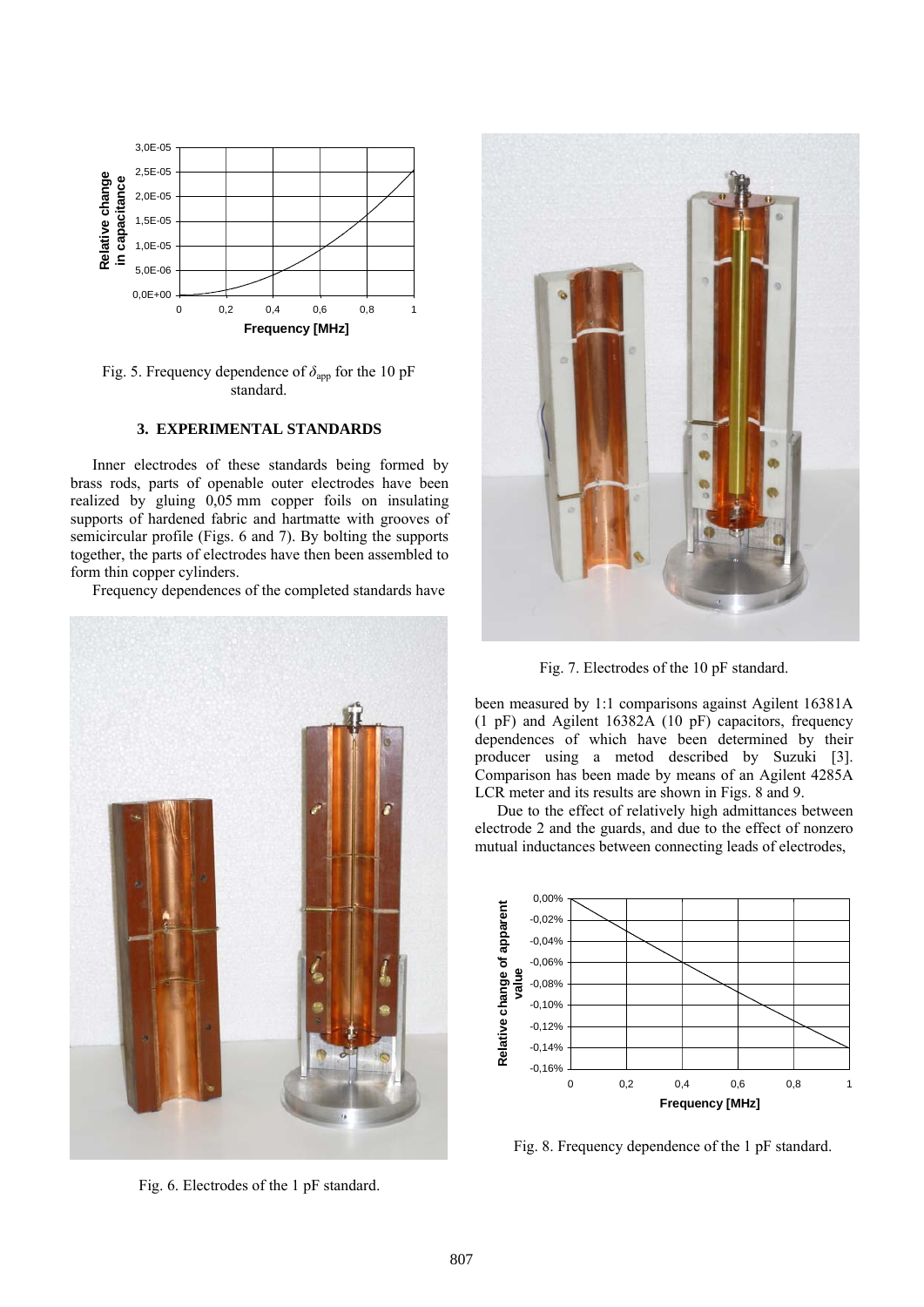Fig. 5. Frequency dependence of $\delta_{app}$ for the 10 pF standard.

## 3. EXPERIMENTAL STANDARDS

Inner electrodes of these standards being formed by brass rods, parts of openable outer electrodes have been realized by gluing 0,05 mm copper foils on insulating supports of hardened fabric and hartmatte with grooves of semicircular profile (Figs. 6 and 7). By bolting the supports together, the parts of electrodes have then been assembled to form thin copper cylinders.

Frequency dependences of the completed standards have been measured by 1:1 comparisons against Agilent 16381A (1 pF) and Agilent 16382A (10 pF) capacitors, frequency dependences of which have been determined by their producer using a metod described by Suzuki [3]. Comparison has been made by means of an Agilent 4285A LCR meter and its results are shown in Figs. 8 and 9.

Fig. 6. Electrodes of the 1 pF standard.

Fig. 7. Electrodes of the 10 pF standard.

Due to the effect of relatively high admittances between electrode 2 and the guards, and due to the effect of nonzero mutual inductances between connecting leads of electrodes,

Fig. 8. Frequency dependence of the 1 pF standard.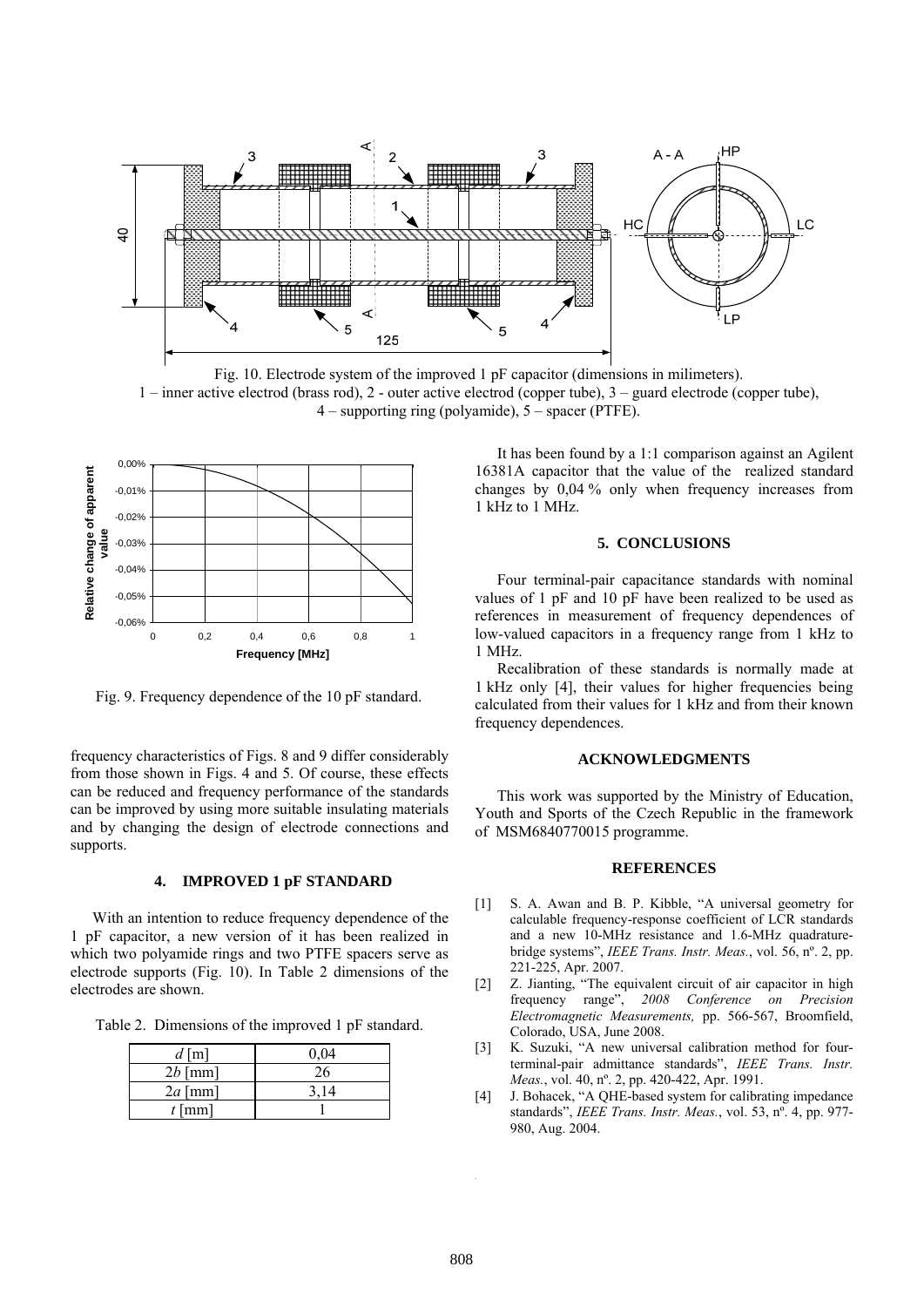3 2 1 3 A A 40 4 5 5 4 125

A - A HP HC LC LP

Fig. 10. Electrode system of the improved 1 pF capacitor (dimensions in milimeters).
1 – inner active electrod (brass rod), 2 - outer active electrod (copper tube), 3 – guard electrode (copper tube), 4 – supporting ring (polyamide), 5 – spacer (PTFE).

Relative change of apparent value

0,00%
-0,01%
-0,02%
-0,03%
-0,04%
-0,05%
-0,06%

0 0,2 0,4 0,6 0,8 1

Frequency [MHz]

Fig. 9. Frequency dependence of the 10 pF standard.

frequency characteristics of Figs. 8 and 9 differ considerably from those shown in Figs. 4 and 5. Of course, these effects can be reduced and frequency performance of the standards can be improved by using more suitable insulating materials and by changing the design of electrode connections and supports.

## 4. IMPROVED 1 pF STANDARD

With an intention to reduce frequency dependence of the 1 pF capacitor, a new version of it has been realized in which two polyamide rings and two PTFE spacers serve as electrode supports (Fig. 10). In Table 2 dimensions of the electrodes are shown.

Table 2. Dimensions of the improved 1 pF standard.

| | |
|---|---|
| $d$ [m] | 0,04 |
| $2b$ [mm] | 26 |
| $2a$ [mm] | 3,14 |
| $t$ [mm] | 1 |

It has been found by a 1:1 comparison against an Agilent 16381A capacitor that the value of the realized standard changes by 0,04 % only when frequency increases from 1 kHz to 1 MHz.

## 5. CONCLUSIONS

Four terminal-pair capacitance standards with nominal values of 1 pF and 10 pF have been realized to be used as references in measurement of frequency dependences of low-valued capacitors in a frequency range from 1 kHz to 1 MHz.

Recalibration of these standards is normally made at 1 kHz only [4], their values for higher frequencies being calculated from their values for 1 kHz and from their known frequency dependences.

## ACKNOWLEDGMENTS

This work was supported by the Ministry of Education, Youth and Sports of the Czech Republic in the framework of MSM6840770015 programme.

## REFERENCES

[1] S. A. Awan and B. P. Kibble, "A universal geometry for calculable frequency-response coefficient of LCR standards and a new 10-MHz resistance and 1.6-MHz quadrature-bridge systems", *IEEE Trans. Instr. Meas.*, vol. 56, nº. 2, pp. 221-225, Apr. 2007.

[2] Z. Jianting, "The equivalent circuit of air capacitor in high frequency range", *2008 Conference on Precision Electromagnetic Measurements,* pp. 566-567, Broomfield, Colorado, USA, June 2008.

[3] K. Suzuki, "A new universal calibration method for four-terminal-pair admittance standards", *IEEE Trans. Instr. Meas.*, vol. 40, nº. 2, pp. 420-422, Apr. 1991.

[4] J. Bohacek, "A QHE-based system for calibrating impedance standards", *IEEE Trans. Instr. Meas.*, vol. 53, nº. 4, pp. 977-980, Aug. 2004.